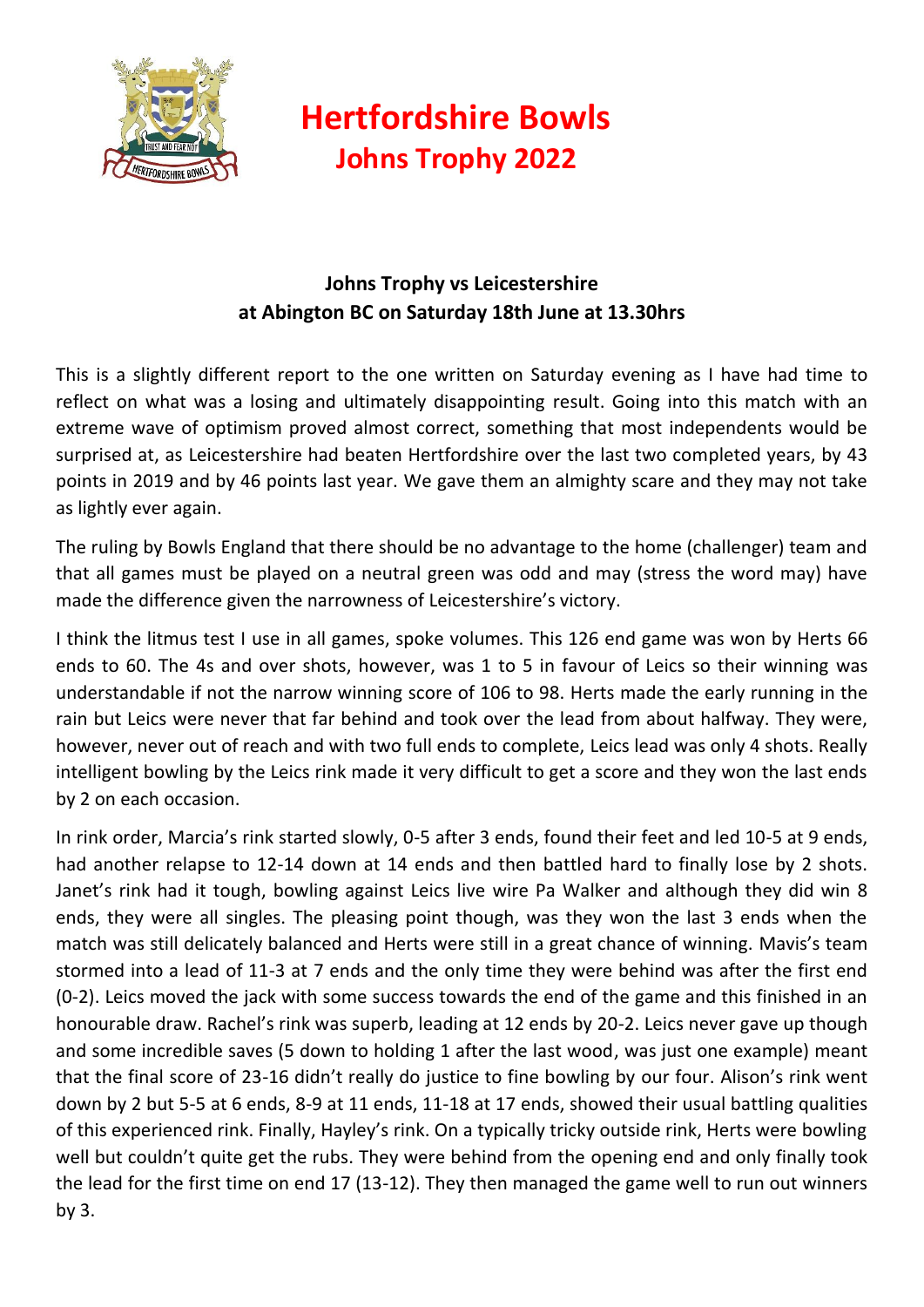# Hertfordshire Bowls

## Johns Trophy 2022

### Johns Trophy vs Leicestershire
### at Abington BC on Saturday 18th June at 13.30hrs

This is a slightly different report to the one written on Saturday evening as I have had time to reflect on what was a losing and ultimately disappointing result. Going into this match with an extreme wave of optimism proved almost correct, something that most independents would be surprised at, as Leicestershire had beaten Hertfordshire over the last two completed years, by 43 points in 2019 and by 46 points last year. We gave them an almighty scare and they may not take as lightly ever again.

The ruling by Bowls England that there should be no advantage to the home (challenger) team and that all games must be played on a neutral green was odd and may (stress the word may) have made the difference given the narrowness of Leicestershire's victory.

I think the litmus test I use in all games, spoke volumes. This 126 end game was won by Herts 66 ends to 60. The 4s and over shots, however, was 1 to 5 in favour of Leics so their winning was understandable if not the narrow winning score of 106 to 98. Herts made the early running in the rain but Leics were never that far behind and took over the lead from about halfway. They were, however, never out of reach and with two full ends to complete, Leics lead was only 4 shots. Really intelligent bowling by the Leics rink made it very difficult to get a score and they won the last ends by 2 on each occasion.

In rink order, Marcia's rink started slowly, 0-5 after 3 ends, found their feet and led 10-5 at 9 ends, had another relapse to 12-14 down at 14 ends and then battled hard to finally lose by 2 shots. Janet's rink had it tough, bowling against Leics live wire Pa Walker and although they did win 8 ends, they were all singles. The pleasing point though, was they won the last 3 ends when the match was still delicately balanced and Herts were still in a great chance of winning. Mavis's team stormed into a lead of 11-3 at 7 ends and the only time they were behind was after the first end (0-2). Leics moved the jack with some success towards the end of the game and this finished in an honourable draw. Rachel's rink was superb, leading at 12 ends by 20-2. Leics never gave up though and some incredible saves (5 down to holding 1 after the last wood, was just one example) meant that the final score of 23-16 didn't really do justice to fine bowling by our four. Alison's rink went down by 2 but 5-5 at 6 ends, 8-9 at 11 ends, 11-18 at 17 ends, showed their usual battling qualities of this experienced rink. Finally, Hayley's rink. On a typically tricky outside rink, Herts were bowling well but couldn't quite get the rubs. They were behind from the opening end and only finally took the lead for the first time on end 17 (13-12). They then managed the game well to run out winners by 3.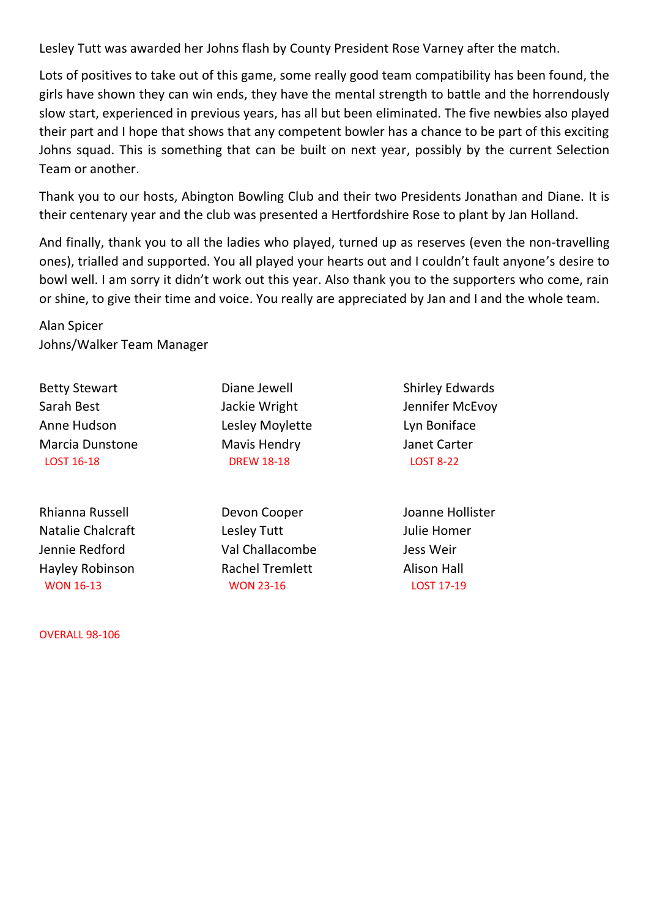Lesley Tutt was awarded her Johns flash by County President Rose Varney after the match.

Lots of positives to take out of this game, some really good team compatibility has been found, the girls have shown they can win ends, they have the mental strength to battle and the horrendously slow start, experienced in previous years, has all but been eliminated. The five newbies also played their part and I hope that shows that any competent bowler has a chance to be part of this exciting Johns squad. This is something that can be built on next year, possibly by the current Selection Team or another.

Thank you to our hosts, Abington Bowling Club and their two Presidents Jonathan and Diane. It is their centenary year and the club was presented a Hertfordshire Rose to plant by Jan Holland.

And finally, thank you to all the ladies who played, turned up as reserves (even the non-travelling ones), trialled and supported. You all played your hearts out and I couldn't fault anyone's desire to bowl well. I am sorry it didn't work out this year. Also thank you to the supporters who come, rain or shine, to give their time and voice. You really are appreciated by Jan and I and the whole team.

Alan Spicer
Johns/Walker Team Manager

| | | |
|---|---|---|
| Betty Stewart | Diane Jewell | Shirley Edwards |
| Sarah Best | Jackie Wright | Jennifer McEvoy |
| Anne Hudson | Lesley Moylette | Lyn Boniface |
| Marcia Dunstone | Mavis Hendry | Janet Carter |
| LOST 16-18 | DREW 18-18 | LOST 8-22 |
| | | |
| Rhianna Russell | Devon Cooper | Joanne Hollister |
| Natalie Chalcraft | Lesley Tutt | Julie Homer |
| Jennie Redford | Val Challacombe | Jess Weir |
| Hayley Robinson | Rachel Tremlett | Alison Hall |
| WON 16-13 | WON 23-16 | LOST 17-19 |

OVERALL 98-106